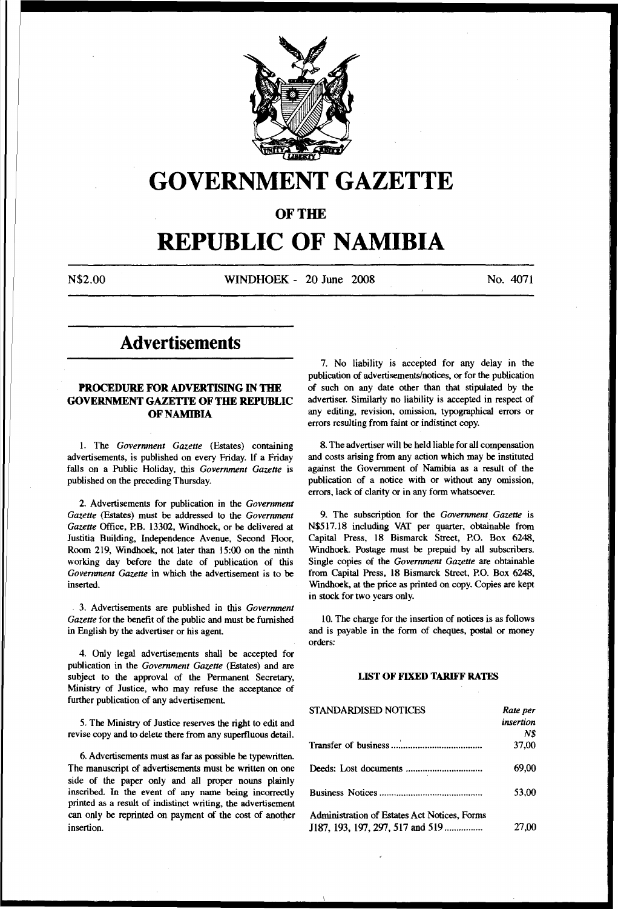# GOVERNMENT GAZETTE

## OF THE

# REPUBLIC OF NAMIBIA

N$2.00 WINDHOEK - 20 June 2008 No. 4071

## Advertisements

### PROCEDURE FOR ADVERTISING IN THE GOVERNMENT GAZETTE OF THE REPUBLIC OF NAMIBIA

1. The *Government Gazette* (Estates) containing advertisements, is published on every Friday. If a Friday falls on a Public Holiday, this *Government Gazette* is published on the preceding Thursday.

2. Advertisements for publication in the *Government Gazette* (Estates) must be addressed to the *Government Gazette* Office, P.B. 13302, Windhoek, or be delivered at Justitia Building, Independence Avenue, Second Floor, Room 219, Windhoek, not later than 15:00 on the ninth working day before the date of publication of this *Government Gazette* in which the advertisement is to be inserted.

3. Advertisements are published in this *Government Gazette* for the benefit of the public and must be furnished in English by the advertiser or his agent.

4. Only legal advertisements shall be accepted for publication in the *Government Gazette* (Estates) and are subject to the approval of the Permanent Secretary, Ministry of Justice, who may refuse the acceptance of further publication of any advertisement.

5. The Ministry of Justice reserves the right to edit and revise copy and to delete there from any superfluous detail.

6. Advertisements must as far as possible be typewritten. The manuscript of advertisements must be written on one side of the paper only and all proper nouns plainly inscribed. In the event of any name being incorrectly printed as a result of indistinct writing, the advertisement can only be reprinted on payment of the cost of another insertion.

7. No liability is accepted for any delay in the publication of advertisements/notices, or for the publication of such on any date other than that stipulated by the advertiser. Similarly no liability is accepted in respect of any editing, revision, omission, typographical errors or errors resulting from faint or indistinct copy.

8. The advertiser will be held liable for all compensation and costs arising from any action which may be instituted against the Government of Namibia as a result of the publication of a notice with or without any omission, errors, lack of clarity or in any form whatsoever.

9. The subscription for the *Government Gazette* is N$517.18 including VAT per quarter, obtainable from Capital Press, 18 Bismarck Street, P.O. Box 6248, Windhoek. Postage must be prepaid by all subscribers. Single copies of the *Government Gazette* are obtainable from Capital Press, 18 Bismarck Street, P.O. Box 6248, Windhoek, at the price as printed on copy. Copies are kept in stock for two years only.

10. The charge for the insertion of notices is as follows and is payable in the form of cheques, postal or money orders:

#### LIST OF FIXED TARIFF RATES

| STANDARDISED NOTICES | *Rate per insertion N$* |
|---|---|
| Transfer of business | 37,00 |
| Deeds: Lost documents | 69,00 |
| Business Notices | 53,00 |
| Administration of Estates Act Notices, Forms J187, 193, 197, 297, 517 and 519 | 27,00 |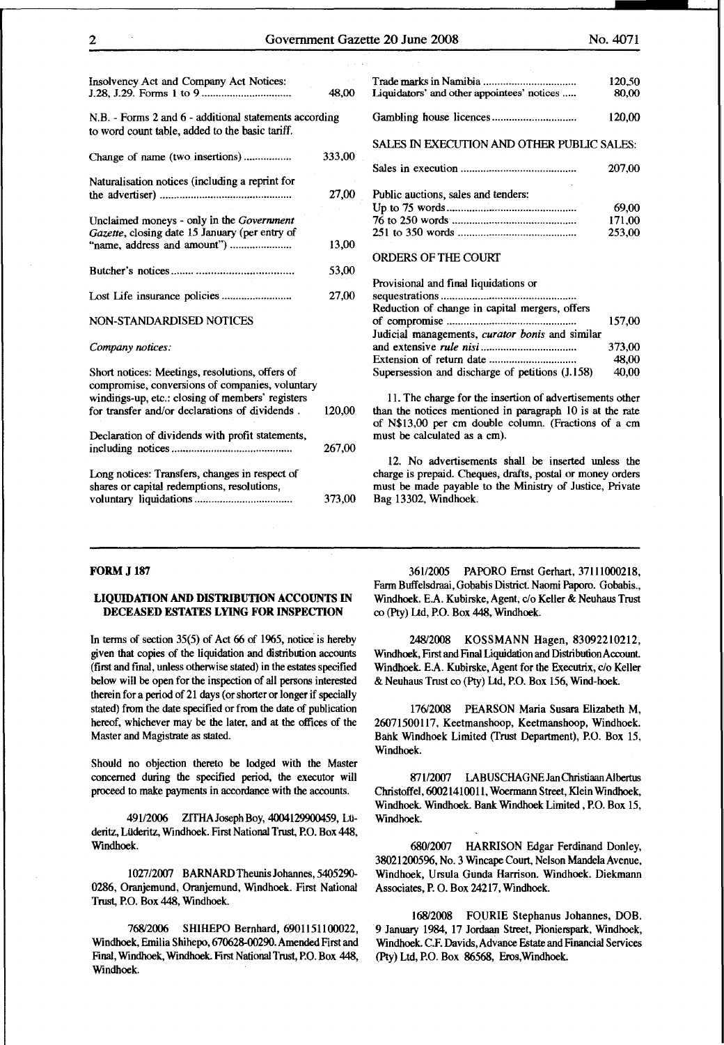| | |
|---|---|
| Insolvency Act and Company Act Notices: J.28, J.29. Forms 1 to 9 | 48,00 |

N.B. - Forms 2 and 6 - additional statements according to word count table, added to the basic tariff.

| | |
|---|---|
| Change of name (two insertions) | 333,00 |
| Naturalisation notices (including a reprint for the advertiser) | 27,00 |
| Unclaimed moneys - only in the *Government Gazette*, closing date 15 January (per entry of "name, address and amount") | 13,00 |
| Butcher's notices | 53,00 |
| Lost Life insurance policies | 27,00 |

NON-STANDARDISED NOTICES

*Company notices:*

| | |
|---|---|
| Short notices: Meetings, resolutions, offers of compromise, conversions of companies, voluntary windings-up, etc.: closing of members' registers for transfer and/or declarations of dividends | 120,00 |
| Declaration of dividends with profit statements, including notices | 267,00 |
| Long notices: Transfers, changes in respect of shares or capital redemptions, resolutions, voluntary liquidations | 373,00 |
| Trade marks in Namibia | 120,50 |
| Liquidators' and other appointees' notices | 80,00 |
| Gambling house licences | 120,00 |

SALES IN EXECUTION AND OTHER PUBLIC SALES:

| | |
|---|---|
| Sales in execution | 207,00 |
| Public auctions, sales and tenders: | |
| Up to 75 words | 69,00 |
| 76 to 250 words | 171,00 |
| 251 to 350 words | 253,00 |

ORDERS OF THE COURT

| | |
|---|---|
| Provisional and final liquidations or sequestrations | |
| Reduction of change in capital mergers, offers of compromise | 157,00 |
| Judicial managements, *curator bonis* and similar and extensive *rule nisi* | 373,00 |
| Extension of return date | 48,00 |
| Supersession and discharge of petitions (J.158) | 40,00 |

11. The charge for the insertion of advertisements other than the notices mentioned in paragraph 10 is at the rate of N$13,00 per cm double column. (Fractions of a cm must be calculated as a cm).

12. No advertisements shall be inserted unless the charge is prepaid. Cheques, drafts, postal or money orders must be made payable to the Ministry of Justice, Private Bag 13302, Windhoek.

---

**FORM J 187**

**LIQUIDATION AND DISTRIBUTION ACCOUNTS IN DECEASED ESTATES LYING FOR INSPECTION**

In terms of section 35(5) of Act 66 of 1965, notice is hereby given that copies of the liquidation and distribution accounts (first and final, unless otherwise stated) in the estates specified below will be open for the inspection of all persons interested therein for a period of 21 days (or shorter or longer if specially stated) from the date specified or from the date of publication hereof, whichever may be the later, and at the offices of the Master and Magistrate as stated.

Should no objection thereto be lodged with the Master concerned during the specified period, the executor will proceed to make payments in accordance with the accounts.

491/2006 ZITHA Joseph Boy, 4004129900459, Lüderitz, Lüderitz, Windhoek. First National Trust, P.O. Box 448, Windhoek.

1027/2007 BARNARD Theunis Johannes, 5405290-0286, Oranjemund, Oranjemund, Windhoek. First National Trust, P.O. Box 448, Windhoek.

768/2006 SHIHEPO Bernhard, 69011511000022, Windhoek, Emilia Shihepo, 670628-00290. Amended First and Final, Windhoek, Windhoek. First National Trust, P.O. Box 448, Windhoek.

361/2005 PAPORO Ernst Gerhart, 37111000218, Farm Buffelsdraai, Gobabis District. Naomi Paporo. Gobabis., Windhoek. E.A. Kubirske, Agent, c/o Keller & Neuhaus Trust co (Pty) Ltd, P.O. Box 448, Windhoek.

248/2008 KOSSMANN Hagen, 83092210212, Windhoek, First and Final Liquidation and Distribution Account. Windhoek. E.A. Kubirske, Agent for the Executrix, c/o Keller & Neuhaus Trust co (Pty) Ltd, P.O. Box 156, Wind-hoek.

176/2008 PEARSON Maria Susara Elizabeth M, 26071500117, Keetmanshoop, Keetmanshoop, Windhoek. Bank Windhoek Limited (Trust Department), P.O. Box 15, Windhoek.

871/2007 LABUSCHAGNE Jan Christiaan Albertus Christoffel, 60021410011, Woermann Street, Klein Windhoek, Windhoek. Windhoek. Bank Windhoek Limited, P.O. Box 15, Windhoek.

680/2007 HARRISON Edgar Ferdinand Donley, 38021200596, No. 3 Wincape Court, Nelson Mandela Avenue, Windhoek, Ursula Gunda Harrison. Windhoek. Diekmann Associates, P. O. Box 24217, Windhoek.

168/2008 FOURIE Stephanus Johannes, DOB. 9 January 1984, 17 Jordaan Street, Pionierspark, Windhoek, Windhoek. C.F. Davids, Advance Estate and Financial Services (Pty) Ltd, P.O. Box 86568, Eros, Windhoek.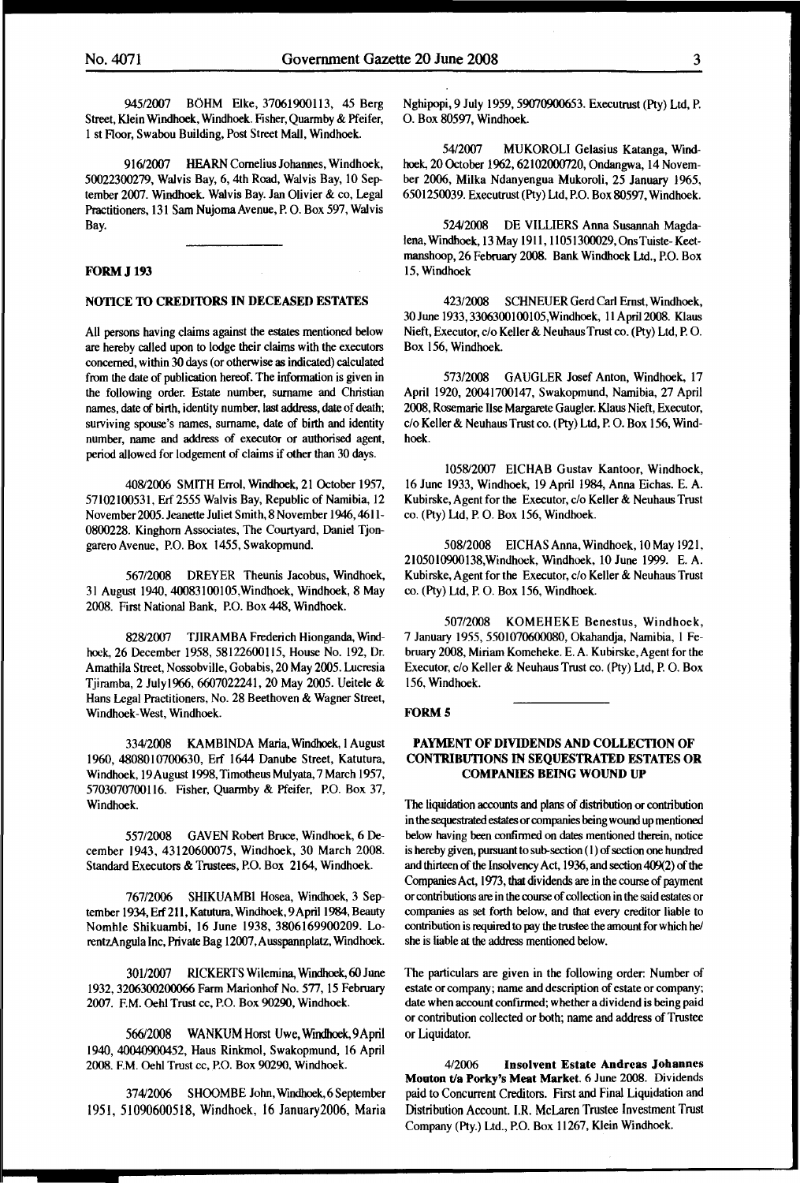945/2007 BÖHM Elke, 37061900113, 45 Berg Street, Klein Windhoek, Windhoek. Fisher, Quarmby & Pfeifer, 1 st Floor, Swabou Building, Post Street Mall, Windhoek.

916/2007 HEARN Cornelius Johannes, Windhoek, 50022300279, Walvis Bay, 6, 4th Road, Walvis Bay, 10 September 2007. Windhoek. Walvis Bay. Jan Olivier & co, Legal Practitioners, 131 Sam Nujoma Avenue, P. O. Box 597, Walvis Bay.

---

**FORM J 193**

**NOTICE TO CREDITORS IN DECEASED ESTATES**

All persons having claims against the estates mentioned below are hereby called upon to lodge their claims with the executors concerned, within 30 days (or otherwise as indicated) calculated from the date of publication hereof. The information is given in the following order. Estate number, surname and Christian names, date of birth, identity number, last address, date of death; surviving spouse's names, surname, date of birth and identity number, name and address of executor or authorised agent, period allowed for lodgement of claims if other than 30 days.

408/2006 SMITH Errol, Windhoek, 21 October 1957, 57102100531, Erf 2555 Walvis Bay, Republic of Namibia, 12 November 2005. Jeanette Juliet Smith, 8 November 1946, 4611-0800228. Kinghorn Associates, The Courtyard, Daniel Tjongarero Avenue, P.O. Box 1455, Swakopmund.

567/2008 DREYER Theunis Jacobus, Windhoek, 31 August 1940, 40083100105,Windhoek, Windhoek, 8 May 2008. First National Bank, P.O. Box 448, Windhoek.

828/2007 TJIRAMBA Frederich Hionganda, Windhoek, 26 December 1958, 58122600115, House No. 192, Dr. Amathila Street, Nossobville, Gobabis, 20 May 2005. Lucresia Tjiramba, 2 July1966, 6607022241, 20 May 2005. Ueitele & Hans Legal Practitioners, No. 28 Beethoven & Wagner Street, Windhoek-West, Windhoek.

334/2008 KAMBINDA Maria, Windhoek, 1 August 1960, 48080107000630, Erf 1644 Danube Street, Katutura, Windhoek, 19 August 1998, Timotheus Mulyata, 7 March 1957, 5703070700116. Fisher, Quarmby & Pfeifer, P.O. Box 37, Windhoek.

557/2008 GAVEN Robert Bruce, Windhoek, 6 December 1943, 43120600075, Windhoek, 30 March 2008. Standard Executors & Trustees, P.O. Box 2164, Windhoek.

767/2006 SHIKUAMBI Hosea, Windhoek, 3 September 1934, Erf 211, Katutura, Windhoek, 9 April 1984, Beauty Nomhle Shikuambi, 16 June 1938, 3806169900209. LorentzAngula Inc, Private Bag 12007, Ausspannplatz, Windhoek.

301/2007 RICKERTS Wilemina, Windhoek, 60 June 1932, 3206300200066 Farm Marionhof No. 577, 15 February 2007. F.M. Oehl Trust cc, P.O. Box 90290, Windhoek.

566/2008 WANKUM Horst Uwe, Windhoek, 9 April 1940, 40040900452, Haus Rinkmol, Swakopmund, 16 April 2008. F.M. Oehl Trust cc, P.O. Box 90290, Windhoek.

374/2006 SHOOMBE John, Windhoek, 6 September 1951, 51090600518, Windhoek, 16 January2006, Maria Nghipopi, 9 July 1959, 59070900653. Executrust (Pty) Ltd, P. O. Box 80597, Windhoek.

54/2007 MUKOROLI Gelasius Katanga, Windhoek, 20 October 1962, 62102000720, Ondangwa, 14 November 2006, Milka Ndanyengua Mukoroli, 25 January 1965, 6501250039. Executrust (Pty) Ltd, P.O. Box 80597, Windhoek.

524/2008 DE VILLIERS Anna Susannah Magdalena, Windhoek, 13 May 1911, 11051300029, Ons Tuiste- Keetmanshoop, 26 February 2008. Bank Windhoek Ltd., P.O. Box 15, Windhoek

423/2008 SCHNEUER Gerd Carl Ernst, Windhoek, 30 June 1933, 3306300100105,Windhoek, 11 April 2008. Klaus Nieft, Executor, c/o Keller & Neuhaus Trust co. (Pty) Ltd, P. O. Box 156, Windhoek.

573/2008 GAUGLER Josef Anton, Windhoek, 17 April 1920, 20041700147, Swakopmund, Namibia, 27 April 2008, Rosemarie Ilse Margarete Gaugler. Klaus Nieft, Executor, c/o Keller & Neuhaus Trust co. (Pty) Ltd, P. O. Box 156, Windhoek.

1058/2007 EICHAB Gustav Kantoor, Windhoek, 16 June 1933, Windhoek, 19 April 1984, Anna Eichas. E. A. Kubirske, Agent for the Executor, c/o Keller & Neuhaus Trust co. (Pty) Ltd, P. O. Box 156, Windhoek.

508/2008 EICHAS Anna, Windhoek, 10 May 1921, 2105010900138,Windhoek, Windhoek, 10 June 1999. E. A. Kubirske, Agent for the Executor, c/o Keller & Neuhaus Trust co. (Pty) Ltd, P. O. Box 156, Windhoek.

507/2008 KOMEHEKE Benestus, Windhoek, 7 January 1955, 5501070600080, Okahandja, Namibia, 1 February 2008, Miriam Komeheke. E. A. Kubirske, Agent for the Executor, c/o Keller & Neuhaus Trust co. (Pty) Ltd, P. O. Box 156, Windhoek.

---

**FORM 5**

**PAYMENT OF DIVIDENDS AND COLLECTION OF CONTRIBUTIONS IN SEQUESTRATED ESTATES OR COMPANIES BEING WOUND UP**

The liquidation accounts and plans of distribution or contribution in the sequestrated estates or companies being wound up mentioned below having been confirmed on dates mentioned therein, notice is hereby given, pursuant to sub-section (1) of section one hundred and thirteen of the Insolvency Act, 1936, and section 409(2) of the Companies Act, 1973, that dividends are in the course of payment or contributions are in the course of collection in the said estates or companies as set forth below, and that every creditor liable to contribution is required to pay the trustee the amount for which he/ she is liable at the address mentioned below.

The particulars are given in the following order: Number of estate or company; name and description of estate or company; date when account confirmed; whether a dividend is being paid or contribution collected or both; name and address of Trustee or Liquidator.

4/2006 **Insolvent Estate Andreas Johannes Mouton t/a Porky's Meat Market**. 6 June 2008. Dividends paid to Concurrent Creditors. First and Final Liquidation and Distribution Account. I.R. McLaren Trustee Investment Trust Company (Pty.) Ltd., P.O. Box 11267, Klein Windhoek.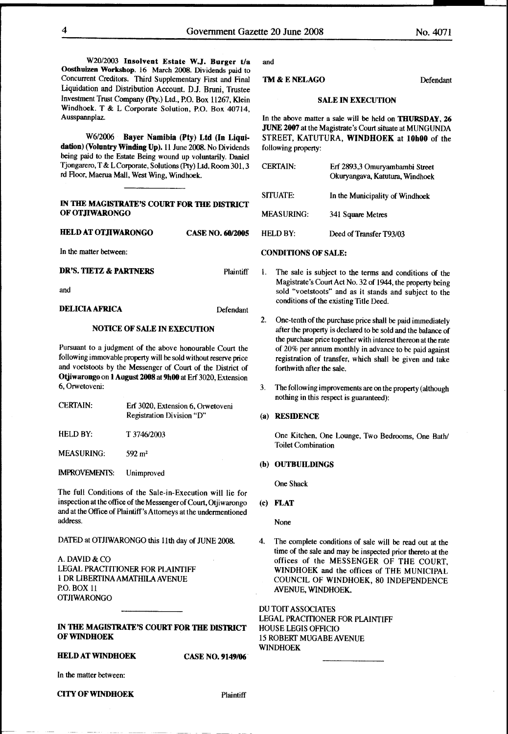W20/2003 **Insolvent Estate W.J. Burger t/a Oosthuizen Workshop.** 16 March 2008. Dividends paid to Concurrent Creditors. Third Supplementary First and Final Liquidation and Distribution Account. D.J. Bruni, Trustee Investment Trust Company (Pty.) Ltd., P.O. Box 11267, Klein Windhoek. T & L Corporate Solution, P.O. Box 40714, Ausspannplaz.

W6/2006 **Bayer Namibia (Pty) Ltd (In Liquidation) (Voluntry Winding Up).** 11 June 2008. No Dividends being paid to the Estate Being wound up voluntarily. Daniel Tjongarero, T & L Corporate, Solutions (Pty) Ltd. Room 301, 3 rd Floor, Maerua Mall, West Wing, Windhoek.

---

**IN THE MAGISTRATE'S COURT FOR THE DISTRICT OF OTJIWARONGO**

**HELD AT OTJIWARONGO** **CASE NO. 60/2005**

In the matter between:

**DR'S. TIETZ & PARTNERS** Plaintiff

and

**DELICIA AFRICA** Defendant

**NOTICE OF SALE IN EXECUTION**

Pursuant to a judgment of the above honourable Court the following immovable property will be sold without reserve price and voetstoots by the Messenger of Court of the District of **Otjiwarongo** on **1 August 2008 at 9h00** at Erf 3020, Extension 6, Orwetoveni:

| | |
|---|---|
| CERTAIN: | Erf 3020, Extension 6, Orwetoveni Registration Division "D" |
| HELD BY: | T 3746/2003 |
| MEASURING: | 592 m² |
| IMPROVEMENTS: | Unimproved |

The full Conditions of the Sale-in-Execution will lie for inspection at the office of the Messenger of Court, Otjiwarongo and at the Office of Plaintiff's Attorneys at the undermentioned address.

DATED at OTJIWARONGO this 11th day of JUNE 2008.

A. DAVID & CO
LEGAL PRACTITIONER FOR PLAINTIFF
1 DR LIBERTINA AMATHILA AVENUE
P.O. BOX 11
OTJIWARONGO

---

**IN THE MAGISTRATE'S COURT FOR THE DISTRICT OF WINDHOEK**

**HELD AT WINDHOEK** **CASE NO. 9149/06**

In the matter between:

**CITY OF WINDHOEK** Plaintiff

and

**TM & E NELAGO** Defendant

**SALE IN EXECUTION**

In the above matter a sale will be held on **THURSDAY, 26 JUNE 2007** at the Magistrate's Court situate at MUNGUNDA STREET, KATUTURA, **WINDHOEK** at **10h00** of the following property:

| | |
|---|---|
| CERTAIN: | Erf 2893,3 Omuryambambi Street Okuryangava, Katutura, Windhoek |
| SITUATE: | In the Municipality of Windhoek |
| MEASURING: | 341 Square Metres |
| HELD BY: | Deed of Transfer T93/03 |

**CONDITIONS OF SALE:**

1. The sale is subject to the terms and conditions of the Magistrate's Court Act No. 32 of 1944, the property being sold "voetstoots" and as it stands and subject to the conditions of the existing Title Deed.

2. One-tenth of the purchase price shall be paid immediately after the property is declared to be sold and the balance of the purchase price together with interest thereon at the rate of 20% per annum monthly in advance to be paid against registration of transfer, which shall be given and take forthwith after the sale.

3. The following improvements are on the property (although nothing in this respect is guaranteed):

**(a) RESIDENCE**

One Kitchen, One Lounge, Two Bedrooms, One Bath/Toilet Combination

**(b) OUTBUILDINGS**

One Shack

**(c) FLAT**

None

4. The complete conditions of sale will be read out at the time of the sale and may be inspected prior thereto at the offices of the MESSENGER OF THE COURT, WINDHOEK and the offices of THE MUNICIPAL COUNCIL OF WINDHOEK, 80 INDEPENDENCE AVENUE, WINDHOEK.

DU TOIT ASSOCIATES
LEGAL PRACITIONER FOR PLAINTIFF
HOUSE LEGIS OFFICIO
15 ROBERT MUGABE AVENUE
WINDHOEK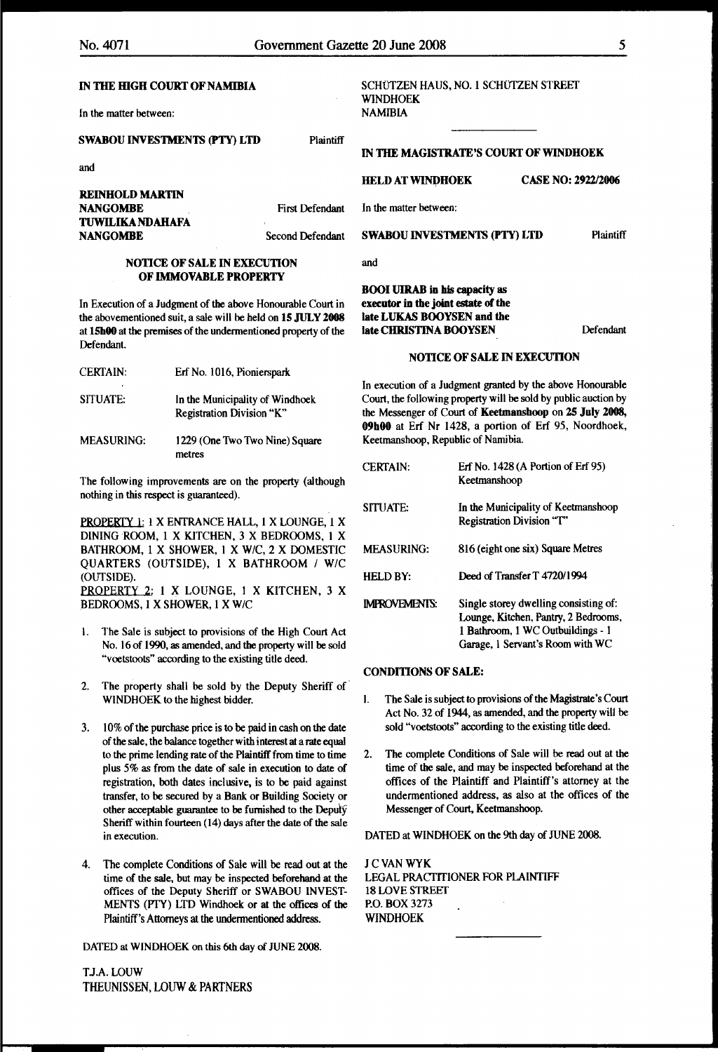**IN THE HIGH COURT OF NAMIBIA**

In the matter between:

**SWABOU INVESTMENTS (PTY) LTD** Plaintiff

and

**REINHOLD MARTIN NANGOMBE** First Defendant

**TUWILIKA NDAHAFA NANGOMBE** Second Defendant

**NOTICE OF SALE IN EXECUTION OF IMMOVABLE PROPERTY**

In Execution of a Judgment of the above Honourable Court in the abovementioned suit, a sale will be held on **15 JULY 2008** at **15h00** at the premises of the undermentioned property of the Defendant.

| | |
|---|---|
| CERTAIN: | Erf No. 1016, Pionierspark |
| SITUATE: | In the Municipality of Windhoek Registration Division "K" |
| MEASURING: | 1229 (One Two Two Nine) Square metres |

The following improvements are on the property (although nothing in this respect is guaranteed).

PROPERTY 1: 1 X ENTRANCE HALL, 1 X LOUNGE, 1 X DINING ROOM, 1 X KITCHEN, 3 X BEDROOMS, 1 X BATHROOM, 1 X SHOWER, 1 X W/C, 2 X DOMESTIC QUARTERS (OUTSIDE), 1 X BATHROOM / W/C (OUTSIDE).
PROPERTY 2: 1 X LOUNGE, 1 X KITCHEN, 3 X BEDROOMS, 1 X SHOWER, 1 X W/C

1. The Sale is subject to provisions of the High Court Act No. 16 of 1990, as amended, and the property will be sold "voetstoots" according to the existing title deed.
2. The property shall be sold by the Deputy Sheriff of WINDHOEK to the highest bidder.
3. 10% of the purchase price is to be paid in cash on the date of the sale, the balance together with interest at a rate equal to the prime lending rate of the Plaintiff from time to time plus 5% as from the date of sale in execution to date of registration, both dates inclusive, is to be paid against transfer, to be secured by a Bank or Building Society or other acceptable guarantee to be furnished to the Deputy Sheriff within fourteen (14) days after the date of the sale in execution.
4. The complete Conditions of Sale will be read out at the time of the sale, but may be inspected beforehand at the offices of the Deputy Sheriff or SWABOU INVESTMENTS (PTY) LTD Windhoek or at the offices of the Plaintiff's Attorneys at the undermentioned address.

DATED at WINDHOEK on this 6th day of JUNE 2008.

T.J.A. LOUW
THEUNISSEN, LOUW & PARTNERS
SCHÜTZEN HAUS, NO. 1 SCHÜTZEN STREET
WINDHOEK
NAMIBIA

---

**IN THE MAGISTRATE'S COURT OF WINDHOEK**

**HELD AT WINDHOEK** **CASE NO: 2922/2006**

In the matter between:

**SWABOU INVESTMENTS (PTY) LTD** Plaintiff

and

**BOOI UIRAB in his capacity as executor in the joint estate of the late LUKAS BOOYSEN and the late CHRISTINA BOOYSEN** Defendant

**NOTICE OF SALE IN EXECUTION**

In execution of a Judgment granted by the above Honourable Court, the following property will be sold by public auction by the Messenger of Court of **Keetmanshoop** on **25 July 2008, 09h00** at Erf Nr 1428, a portion of Erf 95, Noordhoek, Keetmanshoop, Republic of Namibia.

| | |
|---|---|
| CERTAIN: | Erf No. 1428 (A Portion of Erf 95) Keetmanshoop |
| SITUATE: | In the Municipality of Keetmanshoop Registration Division "T" |
| MEASURING: | 816 (eight one six) Square Metres |
| HELD BY: | Deed of Transfer T 4720/1994 |
| IMPROVEMENTS: | Single storey dwelling consisting of: Lounge, Kitchen, Pantry, 2 Bedrooms, 1 Bathroom, 1 WC Outbuildings - 1 Garage, 1 Servant's Room with WC |

**CONDITIONS OF SALE:**

1. The Sale is subject to provisions of the Magistrate's Court Act No. 32 of 1944, as amended, and the property will be sold "voetstoots" according to the existing title deed.
2. The complete Conditions of Sale will be read out at the time of the sale, and may be inspected beforehand at the offices of the Plaintiff and Plaintiff's attorney at the undermentioned address, as also at the offices of the Messenger of Court, Keetmanshoop.

DATED at WINDHOEK on the 9th day of JUNE 2008.

J C VAN WYK
LEGAL PRACTITIONER FOR PLAINTIFF
18 LOVE STREET
P.O. BOX 3273
WINDHOEK

---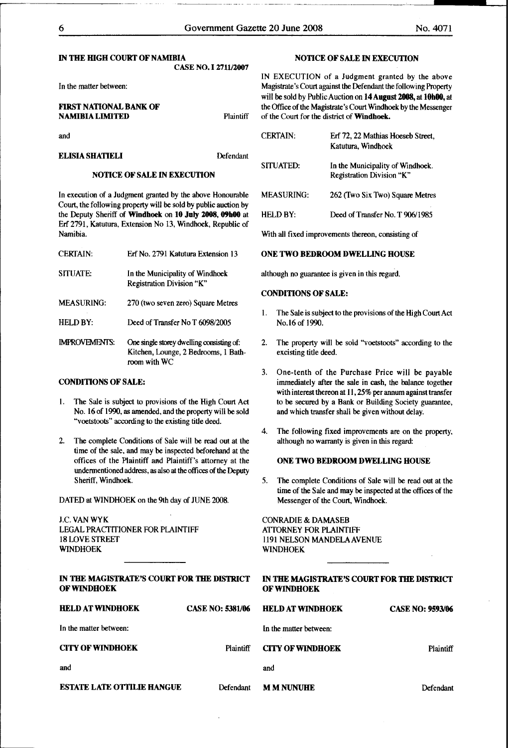**IN THE HIGH COURT OF NAMIBIA**

**CASE NO. I 2711/2007**

In the matter between:

**FIRST NATIONAL BANK OF NAMIBIA LIMITED** Plaintiff

and

**ELISIA SHATIELI** Defendant

**NOTICE OF SALE IN EXECUTION**

In execution of a Judgment granted by the above Honourable Court, the following property will be sold by public auction by the Deputy Sheriff of **Windhoek** on **10 July 2008, 09h00** at Erf 2791, Katutura, Extension No 13, Windhoek, Republic of Namibia.

| | |
|---|---|
| CERTAIN: | Erf No. 2791 Katutura Extension 13 |
| SITUATE: | In the Municipality of Windhoek Registration Division "K" |
| MEASURING: | 270 (two seven zero) Square Metres |
| HELD BY: | Deed of Transfer No T 6098/2005 |
| IMPROVEMENTS: | One single storey dwelling consisting of: Kitchen, Lounge, 2 Bedrooms, 1 Bathroom with WC |

**CONDITIONS OF SALE:**

1. The Sale is subject to provisions of the High Court Act No. 16 of 1990, as amended, and the property will be sold "voetstoots" according to the existing title deed.

2. The complete Conditions of Sale will be read out at the time of the sale, and may be inspected beforehand at the offices of the Plaintiff and Plaintiff's attorney at the undermentioned address, as also at the offices of the Deputy Sheriff, Windhoek.

DATED at WINDHOEK on the 9th day of JUNE 2008.

J.C. VAN WYK
LEGAL PRACTITIONER FOR PLAINTIFF
18 LOVE STREET
WINDHOEK

---

**NOTICE OF SALE IN EXECUTION**

IN EXECUTION of a Judgment granted by the above Magistrate's Court against the Defendant the following Property will be sold by Public Auction on **14 August 2008, at 10h00,** at the Office of the Magistrate's Court Windhoek by the Messenger of the Court for the district of **Windhoek.**

| | |
|---|---|
| CERTAIN: | Erf 72, 22 Mathias Hoeseb Street, Katutura, Windhoek |
| SITUATED: | In the Municipality of Windhoek. Registration Division "K" |
| MEASURING: | 262 (Two Six Two) Square Metres |
| HELD BY: | Deed of Transfer No. T 906/1985 |

With all fixed improvements thereon, consisting of

**ONE TWO BEDROOM DWELLING HOUSE**

although no guarantee is given in this regard.

**CONDITIONS OF SALE:**

1. The Sale is subject to the provisions of the High Court Act No.16 of 1990.

2. The property will be sold "voetstoots" according to the excisting title deed.

3. One-tenth of the Purchase Price will be payable immediately after the sale in cash, the balance together with interest thereon at 11,25% per annum against transfer to be secured by a Bank or Building Society guarantee, and which transfer shall be given without delay.

4. The following fixed improvements are on the property, although no warranty is given in this regard:

   **ONE TWO BEDROOM DWELLING HOUSE**

5. The complete Conditions of Sale will be read out at the time of the Sale and may be inspected at the offices of the Messenger of the Court, Windhoek.

CONRADIE & DAMASEB
ATTORNEY FOR PLAINTIFF
1191 NELSON MANDELA AVENUE
WINDHOEK

---

**IN THE MAGISTRATE'S COURT FOR THE DISTRICT OF WINDHOEK**

**HELD AT WINDHOEK** **CASE NO: 5381/06**

In the matter between:

**CITY OF WINDHOEK** Plaintiff

and

**ESTATE LATE OTTILIE HANGUE** Defendant

---

**IN THE MAGISTRATE'S COURT FOR THE DISTRICT OF WINDHOEK**

**HELD AT WINDHOEK** **CASE NO: 9593/06**

In the matter between:

**CITY OF WINDHOEK** Plaintiff

and

**M M NUNUHE** Defendant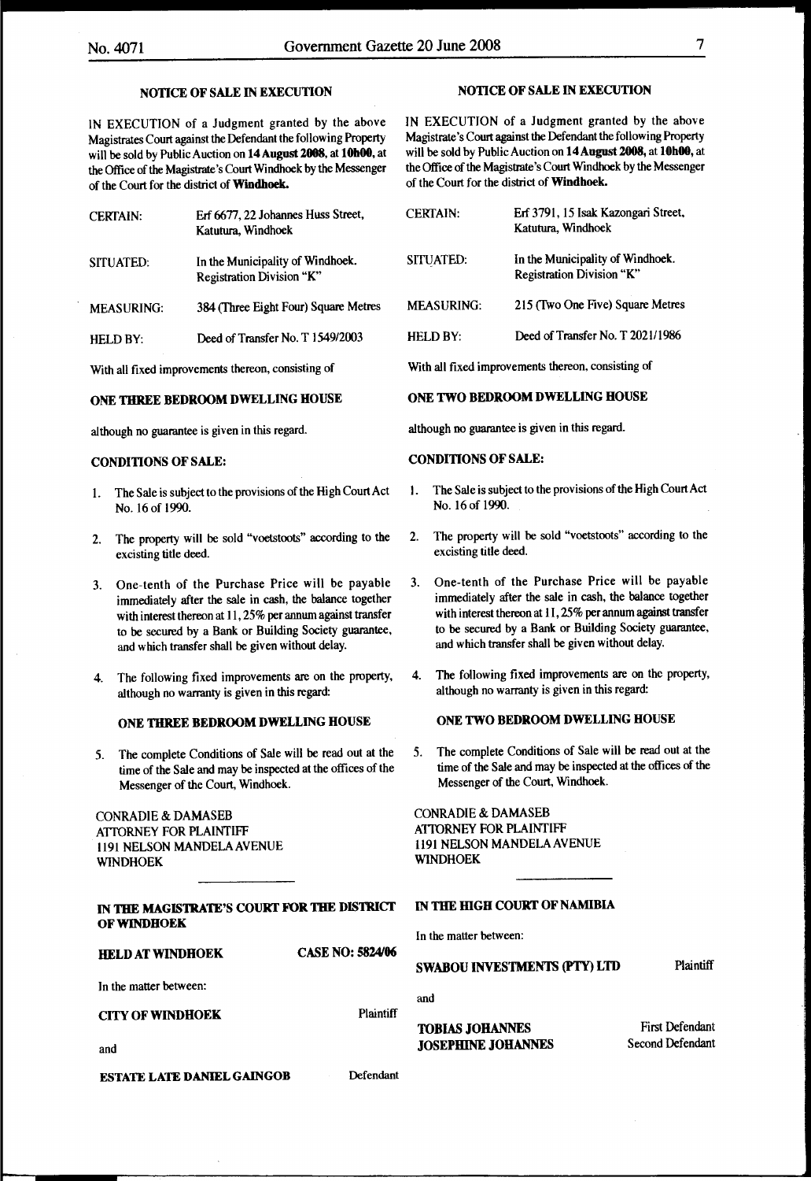## NOTICE OF SALE IN EXECUTION

IN EXECUTION of a Judgment granted by the above Magistrates Court against the Defendant the following Property will be sold by Public Auction on **14 August 2008**, at **10h00**, at the Office of the Magistrate's Court Windhoek by the Messenger of the Court for the district of **Windhoek.**

| | |
|---|---|
| CERTAIN: | Erf 6677, 22 Johannes Huss Street, Katutura, Windhoek |
| SITUATED: | In the Municipality of Windhoek. Registration Division "K" |
| MEASURING: | 384 (Three Eight Four) Square Metres |
| HELD BY: | Deed of Transfer No. T 1549/2003 |

With all fixed improvements thereon, consisting of

**ONE THREE BEDROOM DWELLING HOUSE**

although no guarantee is given in this regard.

**CONDITIONS OF SALE:**

1. The Sale is subject to the provisions of the High Court Act No. 16 of 1990.
2. The property will be sold "voetstoots" according to the excisting title deed.
3. One-tenth of the Purchase Price will be payable immediately after the sale in cash, the balance together with interest thereon at 11, 25% per annum against transfer to be secured by a Bank or Building Society guarantee, and which transfer shall be given without delay.
4. The following fixed improvements are on the property, although no warranty is given in this regard:

   **ONE THREE BEDROOM DWELLING HOUSE**

5. The complete Conditions of Sale will be read out at the time of the Sale and may be inspected at the offices of the Messenger of the Court, Windhoek.

CONRADIE & DAMASEB
ATTORNEY FOR PLAINTIFF
1191 NELSON MANDELA AVENUE
WINDHOEK

---

**IN THE MAGISTRATE'S COURT FOR THE DISTRICT OF WINDHOEK**

**HELD AT WINDHOEK** **CASE NO: 5824/06**

In the matter between:

**CITY OF WINDHOEK** Plaintiff

and

**ESTATE LATE DANIEL GAINGOB** Defendant

---

## NOTICE OF SALE IN EXECUTION

IN EXECUTION of a Judgment granted by the above Magistrate's Court against the Defendant the following Property will be sold by Public Auction on **14 August 2008**, at **10h00**, at the Office of the Magistrate's Court Windhoek by the Messenger of the Court for the district of **Windhoek.**

| | |
|---|---|
| CERTAIN: | Erf 3791, 15 Isak Kazongari Street, Katutura, Windhoek |
| SITUATED: | In the Municipality of Windhoek. Registration Division "K" |
| MEASURING: | 215 (Two One Five) Square Metres |
| HELD BY: | Deed of Transfer No. T 2021/1986 |

With all fixed improvements thereon, consisting of

**ONE TWO BEDROOM DWELLING HOUSE**

although no guarantee is given in this regard.

**CONDITIONS OF SALE:**

1. The Sale is subject to the provisions of the High Court Act No. 16 of 1990.
2. The property will be sold "voetstoots" according to the excisting title deed.
3. One-tenth of the Purchase Price will be payable immediately after the sale in cash, the balance together with interest thereon at 11, 25% per annum against transfer to be secured by a Bank or Building Society guarantee, and which transfer shall be given without delay.
4. The following fixed improvements are on the property, although no warranty is given in this regard:

   **ONE TWO BEDROOM DWELLING HOUSE**

5. The complete Conditions of Sale will be read out at the time of the Sale and may be inspected at the offices of the Messenger of the Court, Windhoek.

CONRADIE & DAMASEB
ATTORNEY FOR PLAINTIFF
1191 NELSON MANDELA AVENUE
WINDHOEK

---

**IN THE HIGH COURT OF NAMIBIA**

In the matter between:

**SWABOU INVESTMENTS (PTY) LTD** Plaintiff

and

**TOBIAS JOHANNES** First Defendant
**JOSEPHINE JOHANNES** Second Defendant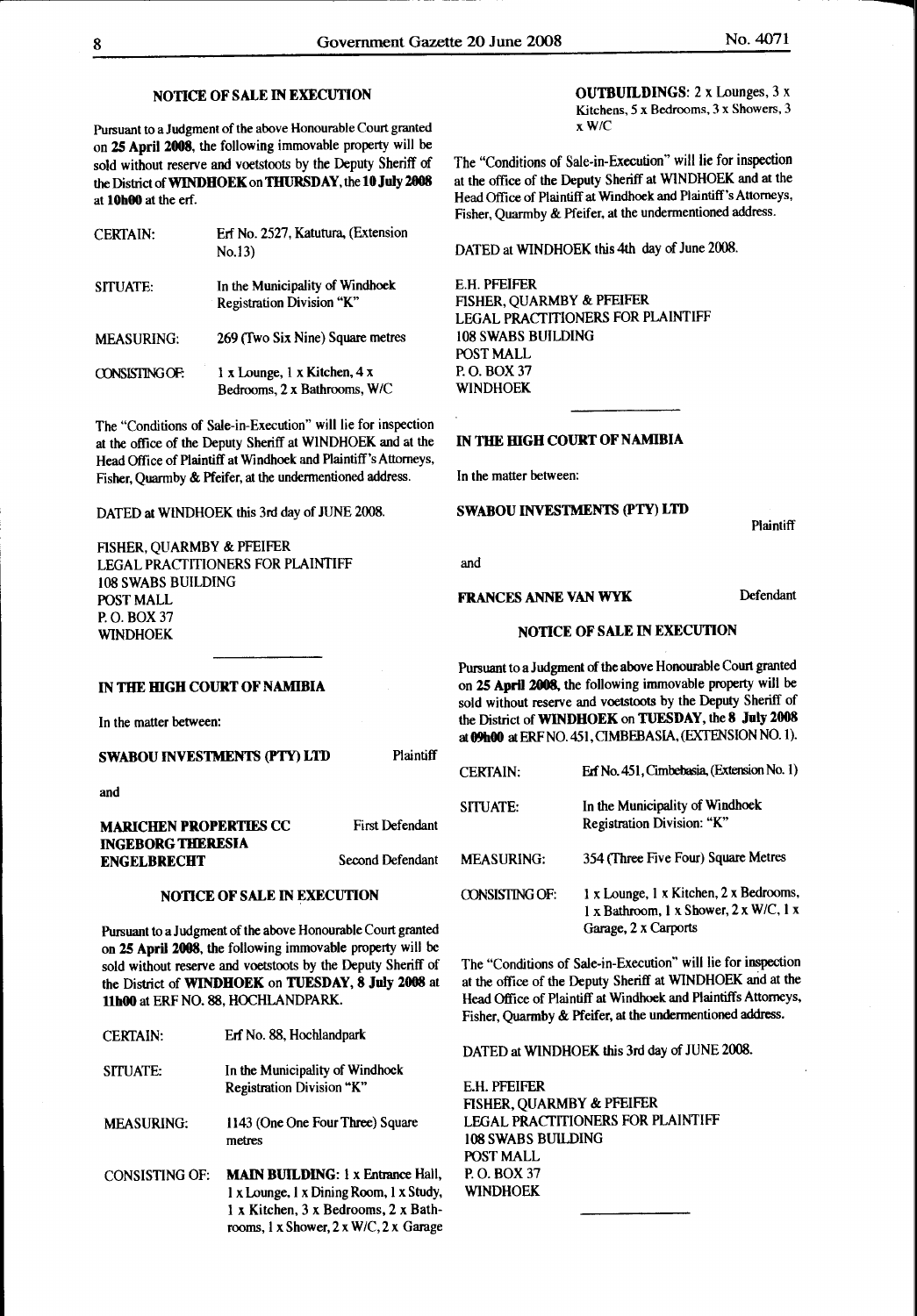## NOTICE OF SALE IN EXECUTION

Pursuant to a Judgment of the above Honourable Court granted on **25 April 2008**, the following immovable property will be sold without reserve and voetstoots by the Deputy Sheriff of the District of **WINDHOEK** on **THURSDAY**, the **10 July 2008** at **10h00** at the erf.

| | |
|---|---|
| CERTAIN: | Erf No. 2527, Katutura, (Extension No.13) |
| SITUATE: | In the Municipality of Windhoek Registration Division "K" |
| MEASURING: | 269 (Two Six Nine) Square metres |
| CONSISTING OF: | 1 x Lounge, 1 x Kitchen, 4 x Bedrooms, 2 x Bathrooms, W/C |

The "Conditions of Sale-in-Execution" will lie for inspection at the office of the Deputy Sheriff at WINDHOEK and at the Head Office of Plaintiff at Windhoek and Plaintiff's Attorneys, Fisher, Quarmby & Pfeifer, at the undermentioned address.

DATED at WINDHOEK this 3rd day of JUNE 2008.

FISHER, QUARMBY & PFEIFER
LEGAL PRACTITIONERS FOR PLAINTIFF
108 SWABS BUILDING
POST MALL
P. O. BOX 37
WINDHOEK

---

## IN THE HIGH COURT OF NAMIBIA

In the matter between:

**SWABOU INVESTMENTS (PTY) LTD** — Plaintiff

and

**MARICHEN PROPERTIES CC** — First Defendant
**INGEBORG THERESIA ENGELBRECHT** — Second Defendant

## NOTICE OF SALE IN EXECUTION

Pursuant to a Judgment of the above Honourable Court granted on **25 April 2008**, the following immovable property will be sold without reserve and voetstoots by the Deputy Sheriff of the District of **WINDHOEK** on **TUESDAY, 8 July 2008** at **11h00** at ERF NO. 88, HOCHLANDPARK.

| | |
|---|---|
| CERTAIN: | Erf No. 88, Hochlandpark |
| SITUATE: | In the Municipality of Windhoek Registration Division "K" |
| MEASURING: | 1143 (One One Four Three) Square metres |
| CONSISTING OF: | **MAIN BUILDING**: 1 x Entrance Hall, 1 x Lounge, 1 x Dining Room, 1 x Study, 1 x Kitchen, 3 x Bedrooms, 2 x Bathrooms, 1 x Shower, 2 x W/C, 2 x Garage |
| | **OUTBUILDINGS**: 2 x Lounges, 3 x Kitchens, 5 x Bedrooms, 3 x Showers, 3 x W/C |

The "Conditions of Sale-in-Execution" will lie for inspection at the office of the Deputy Sheriff at WINDHOEK and at the Head Office of Plaintiff at Windhoek and Plaintiff's Attorneys, Fisher, Quarmby & Pfeifer, at the undermentioned address.

DATED at WINDHOEK this 4th day of June 2008.

E.H. PFEIFER
FISHER, QUARMBY & PFEIFER
LEGAL PRACTITIONERS FOR PLAINTIFF
108 SWABS BUILDING
POST MALL
P. O. BOX 37
WINDHOEK

---

## IN THE HIGH COURT OF NAMIBIA

In the matter between:

**SWABOU INVESTMENTS (PTY) LTD** — Plaintiff

and

**FRANCES ANNE VAN WYK** — Defendant

## NOTICE OF SALE IN EXECUTION

Pursuant to a Judgment of the above Honourable Court granted on **25 April 2008**, the following immovable property will be sold without reserve and voetstoots by the Deputy Sheriff of the District of **WINDHOEK** on **TUESDAY**, the **8 July 2008** at **09h00** at ERF NO. 451, CIMBEBASIA, (EXTENSION NO. 1).

| | |
|---|---|
| CERTAIN: | Erf No. 451, Cimbebasia, (Extension No. 1) |
| SITUATE: | In the Municipality of Windhoek Registration Division: "K" |
| MEASURING: | 354 (Three Five Four) Square Metres |
| CONSISTING OF: | 1 x Lounge, 1 x Kitchen, 2 x Bedrooms, 1 x Bathroom, 1 x Shower, 2 x W/C, 1 x Garage, 2 x Carports |

The "Conditions of Sale-in-Execution" will lie for inspection at the office of the Deputy Sheriff at WINDHOEK and at the Head Office of Plaintiff at Windhoek and Plaintiffs Attorneys, Fisher, Quarmby & Pfeifer, at the undermentioned address.

DATED at WINDHOEK this 3rd day of JUNE 2008.

E.H. PFEIFER
FISHER, QUARMBY & PFEIFER
LEGAL PRACTITIONERS FOR PLAINTIFF
108 SWABS BUILDING
POST MALL
P. O. BOX 37
WINDHOEK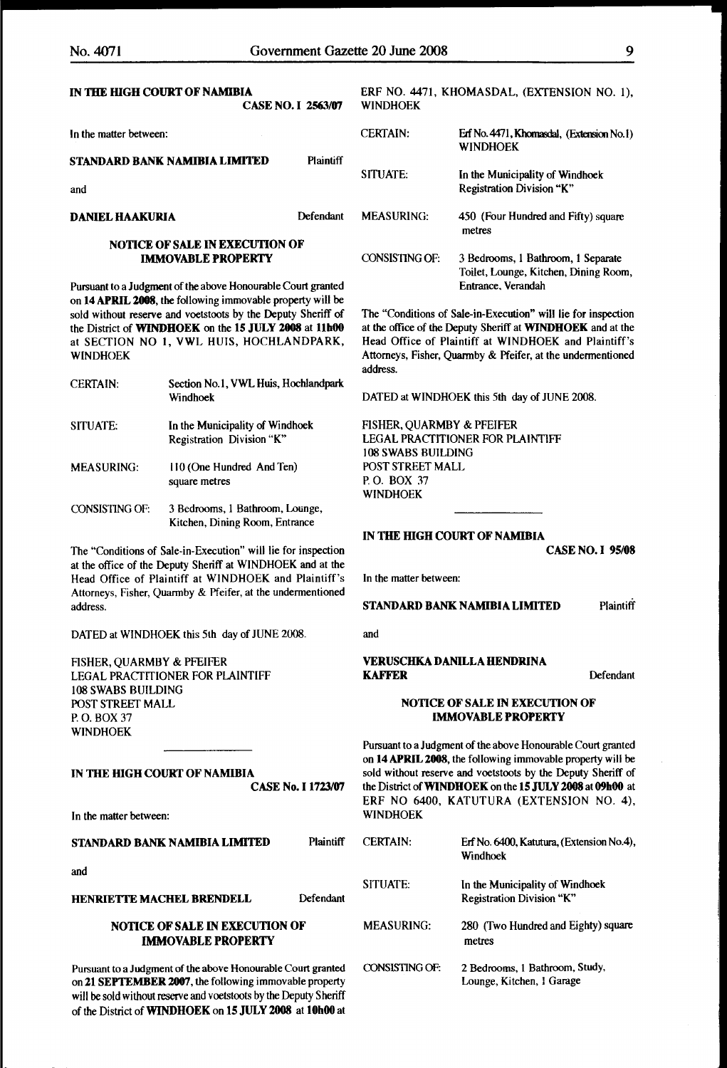IN THE HIGH COURT OF NAMIBIA

CASE NO. I 2563/07

In the matter between:

**STANDARD BANK NAMIBIA LIMITED** Plaintiff

and

**DANIEL HAAKURIA** Defendant

**NOTICE OF SALE IN EXECUTION OF IMMOVABLE PROPERTY**

Pursuant to a Judgment of the above Honourable Court granted on **14 APRIL 2008**, the following immovable property will be sold without reserve and voetstoots by the Deputy Sheriff of the District of **WINDHOEK** on the **15 JULY 2008** at **11h00** at SECTION NO 1, VWL HUIS, HOCHLANDPARK, WINDHOEK

| | |
|---|---|
| CERTAIN: | Section No.1, VWL Huis, Hochlandpark Windhoek |
| SITUATE: | In the Municipality of Windhoek Registration Division "K" |
| MEASURING: | 110 (One Hundred And Ten) square metres |
| CONSISTING OF: | 3 Bedrooms, 1 Bathroom, Lounge, Kitchen, Dining Room, Entrance |

The "Conditions of Sale-in-Execution" will lie for inspection at the office of the Deputy Sheriff at WINDHOEK and at the Head Office of Plaintiff at WINDHOEK and Plaintiff's Attorneys, Fisher, Quarmby & Pfeifer, at the undermentioned address.

DATED at WINDHOEK this 5th day of JUNE 2008.

FISHER, QUARMBY & PFEIFER
LEGAL PRACTITIONER FOR PLAINTIFF
108 SWABS BUILDING
POST STREET MALL
P. O. BOX 37
WINDHOEK

---

IN THE HIGH COURT OF NAMIBIA

CASE No. I 1723/07

In the matter between:

**STANDARD BANK NAMIBIA LIMITED** Plaintiff

and

**HENRIETTE MACHEL BRENDELL** Defendant

**NOTICE OF SALE IN EXECUTION OF IMMOVABLE PROPERTY**

Pursuant to a Judgment of the above Honourable Court granted on **21 SEPTEMBER 2007**, the following immovable property will be sold without reserve and voetstoots by the Deputy Sheriff of the District of **WINDHOEK** on **15 JULY 2008** at **10h00** at ERF NO. 4471, KHOMASDAL, (EXTENSION NO. 1), WINDHOEK

| | |
|---|---|
| CERTAIN: | Erf No. 4471, Khomasdal, (Extension No.1) WINDHOEK |
| SITUATE: | In the Municipality of Windhoek Registration Division "K" |
| MEASURING: | 450 (Four Hundred and Fifty) square metres |
| CONSISTING OF: | 3 Bedrooms, 1 Bathroom, 1 Separate Toilet, Lounge, Kitchen, Dining Room, Entrance, Verandah |

The "Conditions of Sale-in-Execution" will lie for inspection at the office of the Deputy Sheriff at WINDHOEK and at the Head Office of Plaintiff at WINDHOEK and Plaintiff's Attorneys, Fisher, Quarmby & Pfeifer, at the undermentioned address.

DATED at WINDHOEK this 5th day of JUNE 2008.

FISHER, QUARMBY & PFEIFER
LEGAL PRACTITIONER FOR PLAINTIFF
108 SWABS BUILDING
POST STREET MALL
P. O. BOX 37
WINDHOEK

---

IN THE HIGH COURT OF NAMIBIA

CASE NO. I 95/08

In the matter between:

**STANDARD BANK NAMIBIA LIMITED** Plaintiff

and

**VERUSCHKA DANILLA HENDRINA KAFFER** Defendant

**NOTICE OF SALE IN EXECUTION OF IMMOVABLE PROPERTY**

Pursuant to a Judgment of the above Honourable Court granted on **14 APRIL 2008**, the following immovable property will be sold without reserve and voetstoots by the Deputy Sheriff of the District of **WINDHOEK** on the **15 JULY 2008** at **09h00** at ERF NO 6400, KATUTURA (EXTENSION NO. 4), WINDHOEK

| | |
|---|---|
| CERTAIN: | Erf No. 6400, Katutura, (Extension No.4), Windhoek |
| SITUATE: | In the Municipality of Windhoek Registration Division "K" |
| MEASURING: | 280 (Two Hundred and Eighty) square metres |
| CONSISTING OF: | 2 Bedrooms, 1 Bathroom, Study, Lounge, Kitchen, 1 Garage |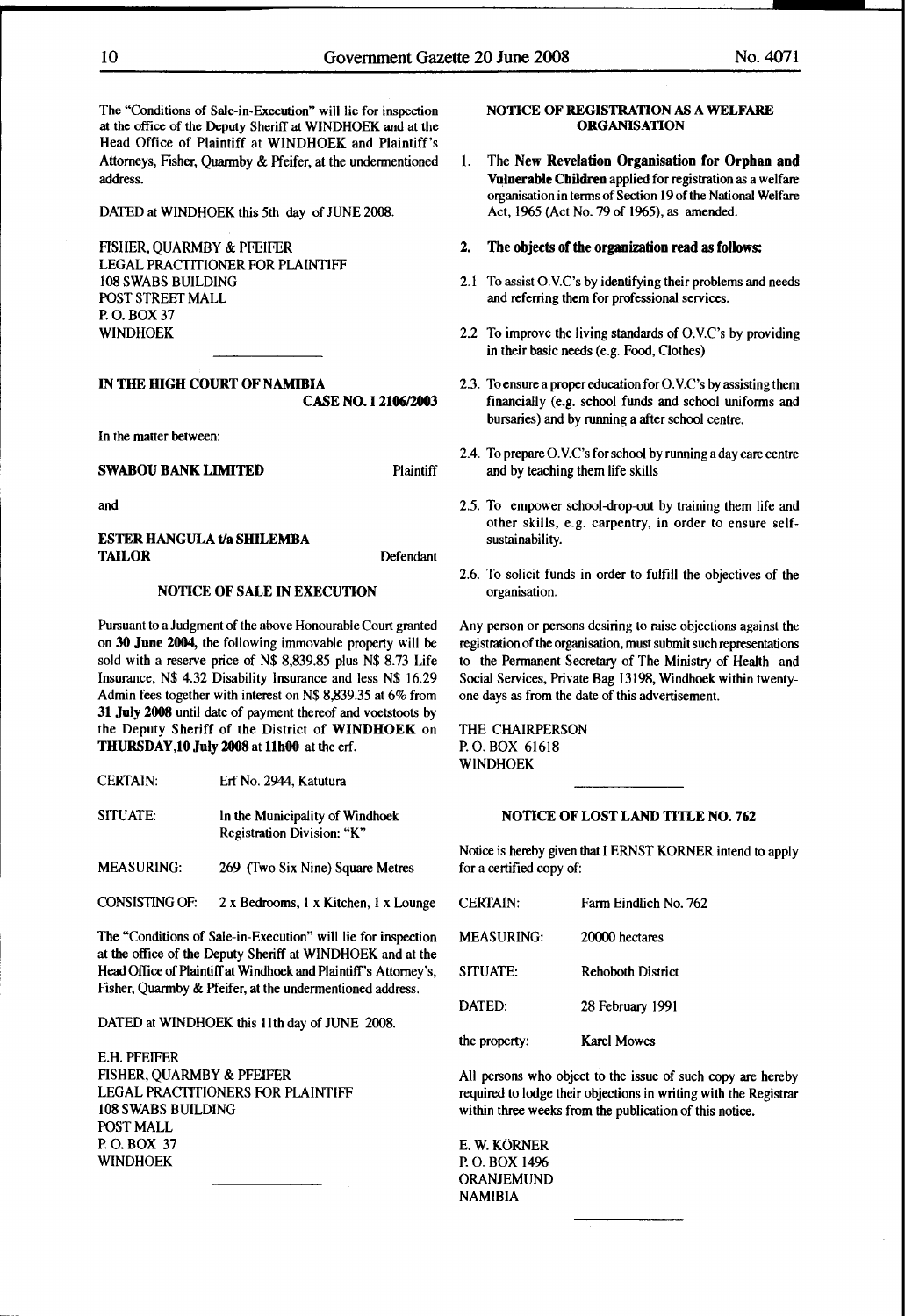The "Conditions of Sale-in-Execution" will lie for inspection at the office of the Deputy Sheriff at WINDHOEK and at the Head Office of Plaintiff at WINDHOEK and Plaintiff's Attorneys, Fisher, Quarmby & Pfeifer, at the undermentioned address.

DATED at WINDHOEK this 5th day of JUNE 2008.

FISHER, QUARMBY & PFEIFER
LEGAL PRACTITIONER FOR PLAINTIFF
108 SWABS BUILDING
POST STREET MALL
P. O. BOX 37
WINDHOEK

---

**IN THE HIGH COURT OF NAMIBIA**

**CASE NO. I 2106/2003**

In the matter between:

**SWABOU BANK LIMITED** Plaintiff

and

**ESTER HANGULA t/a SHILEMBA TAILOR** Defendant

**NOTICE OF SALE IN EXECUTION**

Pursuant to a Judgment of the above Honourable Court granted on **30 June 2004**, the following immovable property will be sold with a reserve price of N$ 8,839.85 plus N$ 8.73 Life Insurance, N$ 4.32 Disability Insurance and less N$ 16.29 Admin fees together with interest on N$ 8,839.35 at 6% from **31 July 2008** until date of payment thereof and voetstoots by the Deputy Sheriff of the District of **WINDHOEK** on **THURSDAY,10 July 2008** at **11h00** at the erf.

| | |
|---|---|
| CERTAIN: | Erf No. 2944, Katutura |
| SITUATE: | In the Municipality of Windhoek Registration Division: "K" |
| MEASURING: | 269 (Two Six Nine) Square Metres |
| CONSISTING OF: | 2 x Bedrooms, 1 x Kitchen, 1 x Lounge |

The "Conditions of Sale-in-Execution" will lie for inspection at the office of the Deputy Sheriff at WINDHOEK and at the Head Office of Plaintiff at Windhoek and Plaintiff's Attorney's, Fisher, Quarmby & Pfeifer, at the undermentioned address.

DATED at WINDHOEK this 11th day of JUNE 2008.

E.H. PFEIFER
FISHER, QUARMBY & PFEIFER
LEGAL PRACTITIONERS FOR PLAINTIFF
108 SWABS BUILDING
POST MALL
P. O. BOX 37
WINDHOEK

---

**NOTICE OF REGISTRATION AS A WELFARE ORGANISATION**

1. The **New Revelation Organisation for Orphan and Vulnerable Children** applied for registration as a welfare organisation in terms of Section 19 of the National Welfare Act, 1965 (Act No. 79 of 1965), as amended.

2. **The objects of the organization read as follows:**

2.1 To assist O.V.C's by identifying their problems and needs and referring them for professional services.

2.2 To improve the living standards of O.V.C's by providing in their basic needs (e.g. Food, Clothes)

2.3. To ensure a proper education for O.V.C's by assisting them financially (e.g. school funds and school uniforms and bursaries) and by running a after school centre.

2.4. To prepare O.V.C's for school by running a day care centre and by teaching them life skills

2.5. To empower school-drop-out by training them life and other skills, e.g. carpentry, in order to ensure self-sustainability.

2.6. To solicit funds in order to fulfill the objectives of the organisation.

Any person or persons desiring to raise objections against the registration of the organisation, must submit such representations to the Permanent Secretary of The Ministry of Health and Social Services, Private Bag 13198, Windhoek within twenty-one days as from the date of this advertisement.

THE CHAIRPERSON
P. O. BOX 61618
WINDHOEK

---

**NOTICE OF LOST LAND TITLE NO. 762**

Notice is hereby given that I ERNST KORNER intend to apply for a certified copy of:

| | |
|---|---|
| CERTAIN: | Farm Eindlich No. 762 |
| MEASURING: | 20000 hectares |
| SITUATE: | Rehoboth District |
| DATED: | 28 February 1991 |
| the property: | Karel Mowes |

All persons who object to the issue of such copy are hereby required to lodge their objections in writing with the Registrar within three weeks from the publication of this notice.

E. W. KÖRNER
P. O. BOX 1496
ORANJEMUND
NAMIBIA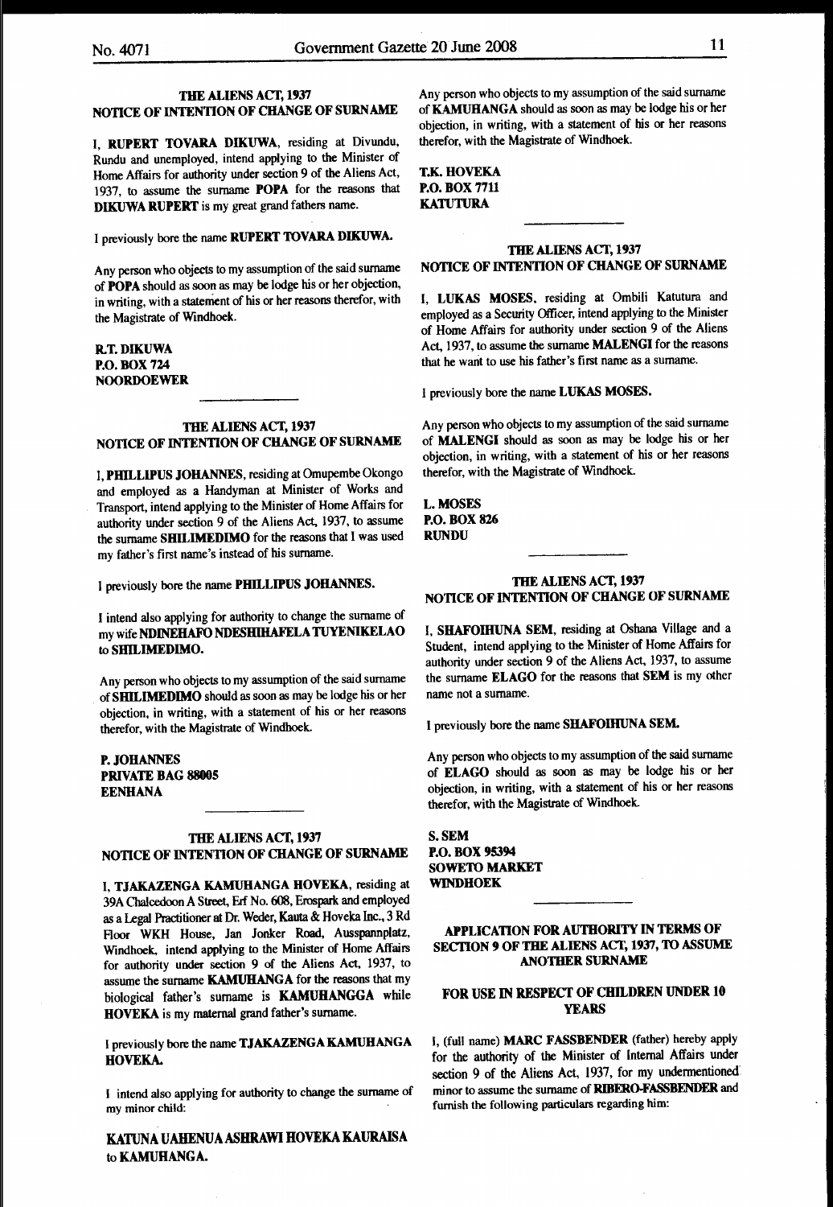### THE ALIENS ACT, 1937
### NOTICE OF INTENTION OF CHANGE OF SURNAME

I, **RUPERT TOVARA DIKUWA**, residing at Divundu, Rundu and unemployed, intend applying to the Minister of Home Affairs for authority under section 9 of the Aliens Act, 1937, to assume the surname **POPA** for the reasons that **DIKUWA RUPERT** is my great grand fathers name.

I previously bore the name **RUPERT TOVARA DIKUWA.**

Any person who objects to my assumption of the said surname of **POPA** should as soon as may be lodge his or her objection, in writing, with a statement of his or her reasons therefor, with the Magistrate of Windhoek.

**R.T. DIKUWA**
**P.O. BOX 724**
**NOORDOEWER**

---

### THE ALIENS ACT, 1937
### NOTICE OF INTENTION OF CHANGE OF SURNAME

I, **PHILLIPUS JOHANNES**, residing at Omupembe Okongo and employed as a Handyman at Minister of Works and Transport, intend applying to the Minister of Home Affairs for authority under section 9 of the Aliens Act, 1937, to assume the surname **SHILIMEDIMO** for the reasons that I was used my father's first name's instead of his surname.

I previously bore the name **PHILLIPUS JOHANNES.**

I intend also applying for authority to change the surname of my wife **NDINEHAFO NDESHIHAFELA TUYENIKELAO** to **SHILIMEDIMO.**

Any person who objects to my assumption of the said surname of **SHILIMEDIMO** should as soon as may be lodge his or her objection, in writing, with a statement of his or her reasons therefor, with the Magistrate of Windhoek.

**P. JOHANNES**
**PRIVATE BAG 88005**
**EENHANA**

---

### THE ALIENS ACT, 1937
### NOTICE OF INTENTION OF CHANGE OF SURNAME

I, **TJAKAZENGA KAMUHANGA HOVEKA**, residing at 39A Chalcedoon A Street, Erf No. 608, Erospark and employed as a Legal Practitioner at Dr. Weder, Kauta & Hoveka Inc., 3 Rd Floor WKH House, Jan Jonker Road, Ausspannplatz, Windhoek, intend applying to the Minister of Home Affairs for authority under section 9 of the Aliens Act, 1937, to assume the surname **KAMUHANGA** for the reasons that my biological father's surname is **KAMUHANGGA** while **HOVEKA** is my maternal grand father's surname.

I previously bore the name **TJAKAZENGA KAMUHANGA HOVEKA.**

I intend also applying for authority to change the surname of my minor child:

**KATUNA UAHENUA ASHRAWI HOVEKA KAURAISA** to **KAMUHANGA.**

Any person who objects to my assumption of the said surname of **KAMUHANGA** should as soon as may be lodge his or her objection, in writing, with a statement of his or her reasons therefor, with the Magistrate of Windhoek.

**T.K. HOVEKA**
**P.O. BOX 7711**
**KATUTURA**

---

### THE ALIENS ACT, 1937
### NOTICE OF INTENTION OF CHANGE OF SURNAME

I, **LUKAS MOSES**, residing at Ombili Katutura and employed as a Security Officer, intend applying to the Minister of Home Affairs for authority under section 9 of the Aliens Act, 1937, to assume the surname **MALENGI** for the reasons that he want to use his father's first name as a surname.

I previously bore the name **LUKAS MOSES.**

Any person who objects to my assumption of the said surname of **MALENGI** should as soon as may be lodge his or her objection, in writing, with a statement of his or her reasons therefor, with the Magistrate of Windhoek.

**L. MOSES**
**P.O. BOX 826**
**RUNDU**

---

### THE ALIENS ACT, 1937
### NOTICE OF INTENTION OF CHANGE OF SURNAME

I, **SHAFOIHUNA SEM**, residing at Oshana Village and a Student, intend applying to the Minister of Home Affairs for authority under section 9 of the Aliens Act, 1937, to assume the surname **ELAGO** for the reasons that **SEM** is my other name not a surname.

I previously bore the name **SHAFOIHUNA SEM.**

Any person who objects to my assumption of the said surname of **ELAGO** should as soon as may be lodge his or her objection, in writing, with a statement of his or her reasons therefor, with the Magistrate of Windhoek.

**S. SEM**
**P.O. BOX 95394**
**SOWETO MARKET**
**WINDHOEK**

---

### APPLICATION FOR AUTHORITY IN TERMS OF SECTION 9 OF THE ALIENS ACT, 1937, TO ASSUME ANOTHER SURNAME

### FOR USE IN RESPECT OF CHILDREN UNDER 10 YEARS

I, (full name) **MARC FASSBENDER** (father) hereby apply for the authority of the Minister of Internal Affairs under section 9 of the Aliens Act, 1937, for my undermentioned minor to assume the surname of **RIBERO-FASSBENDER** and furnish the following particulars regarding him: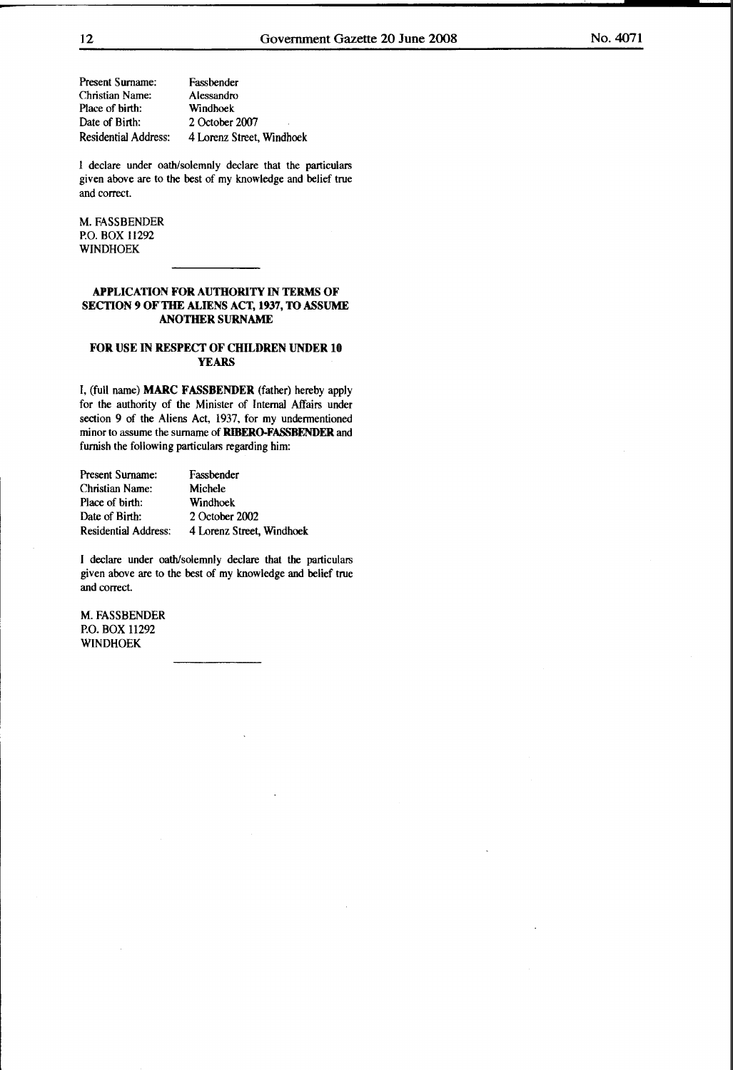| | |
|---|---|
| Present Surname: | Fassbender |
| Christian Name: | Alessandro |
| Place of birth: | Windhoek |
| Date of Birth: | 2 October 2007 |
| Residential Address: | 4 Lorenz Street, Windhoek |

I declare under oath/solemnly declare that the particulars given above are to the best of my knowledge and belief true and correct.

M. FASSBENDER
P.O. BOX 11292
WINDHOEK

---

**APPLICATION FOR AUTHORITY IN TERMS OF SECTION 9 OF THE ALIENS ACT, 1937, TO ASSUME ANOTHER SURNAME**

**FOR USE IN RESPECT OF CHILDREN UNDER 10 YEARS**

I, (full name) **MARC FASSBENDER** (father) hereby apply for the authority of the Minister of Internal Affairs under section 9 of the Aliens Act, 1937, for my undermentioned minor to assume the surname of **RIBERO-FASSBENDER** and furnish the following particulars regarding him:

| | |
|---|---|
| Present Surname: | Fassbender |
| Christian Name: | Michele |
| Place of birth: | Windhoek |
| Date of Birth: | 2 October 2002 |
| Residential Address: | 4 Lorenz Street, Windhoek |

I declare under oath/solemnly declare that the particulars given above are to the best of my knowledge and belief true and correct.

M. FASSBENDER
P.O. BOX 11292
WINDHOEK

---